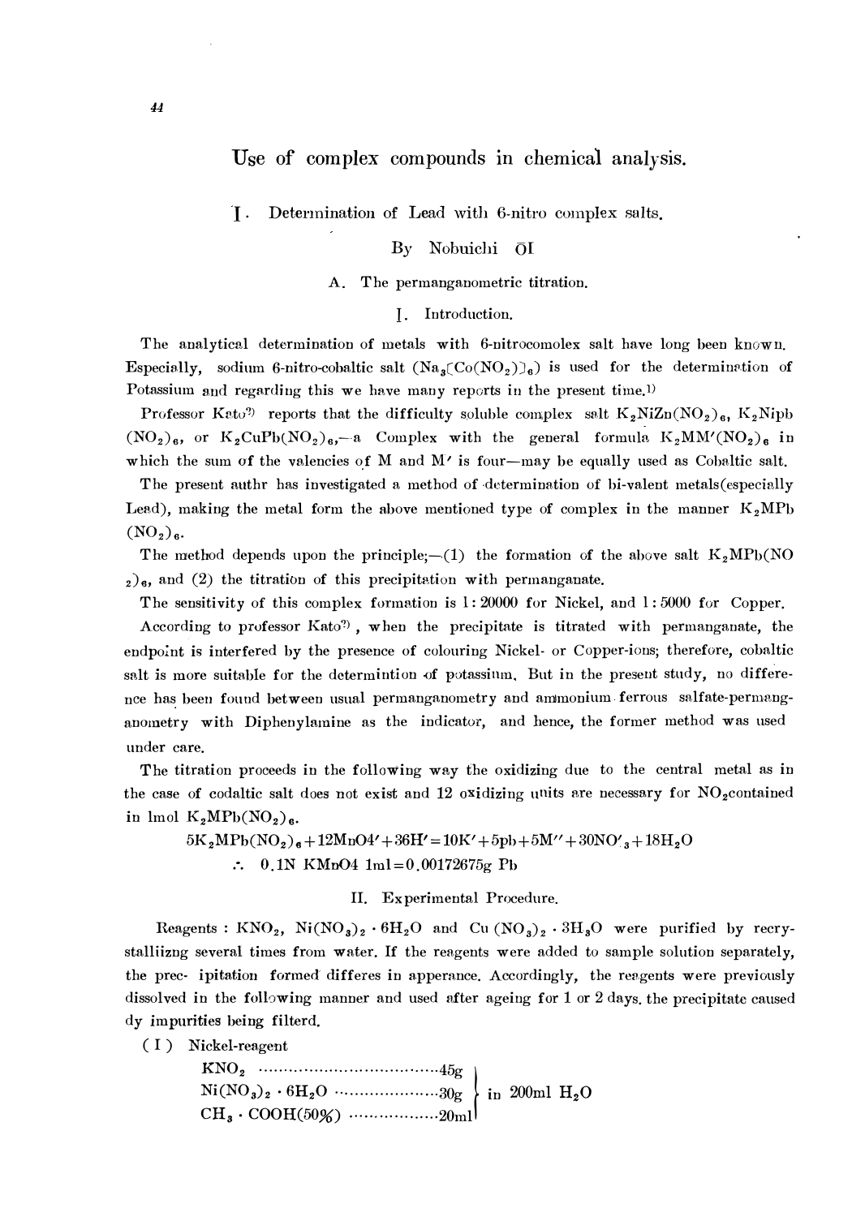# Use of complex compounds in chemical analysis.

## I. Determination of Lead with 6-nitro complex salts.

By Nobuichi ŌI

### A. The permanganometric titration.

#### I. Introduction.

The analytical determination of metals with 6-nitrocomolex salt have long been known. Especially, sodium 6-nitro-cobaltic salt ($Na_3[Co(NO_2)]_6$) is used for the determination of Potassium and regarding this we have many reports in the present time.[1)]

Professor Kato[2)] reports that the difficulty soluble complex salt $K_2NiZn(NO_2)_6$, $K_2Nipb(NO_2)_6$, or $K_2CuPb(NO_2)_6$,—a Complex with the general formula $K_2MM'(NO_2)_6$ in which the sum of the valencies of M and M′ is four—may be equally used as Cobaltic salt.

The present authr has investigated a method of determination of bi-valent metals(especially Lead), making the metal form the above mentioned type of complex in the manner $K_2MPb(NO_2)_6$.

The method depends upon the principle;—(1) the formation of the above salt $K_2MPb(NO_2)_6$, and (2) the titration of this precipitation with permanganate.

The sensitivity of this complex formation is 1 : 20000 for Nickel, and 1 : 5000 for Copper.

According to professor Kato[2)], when the precipitate is titrated with permanganate, the endpoint is interfered by the presence of colouring Nickel- or Copper-ions; therefore, cobaltic salt is more suitable for the determintion of potassium. But in the present study, no difference has been found between usual permanganometry and ammonium ferrous salfate-permanganometry with Diphenylamine as the indicator, and hence, the former method was used under care.

The titration proceeds in the following way the oxidizing due to the central metal as in the case of codaltic salt does not exist and 12 oxidizing units are necessary for $NO_2$contained in 1mol $K_2MPb(NO_2)_6$.

$$5K_2MPb(NO_2)_6 + 12MnO4' + 36H' = 10K' + 5pb + 5M'' + 30NO'_3 + 18H_2O$$

$$\therefore \quad 0.1N\ KMnO4\ 1ml = 0.00172675g\ Pb$$

#### II. Experimental Procedure.

Reagents : $KNO_2$, $Ni(NO_3)_2 \cdot 6H_2O$ and $Cu(NO_3)_2 \cdot 3H_3O$ were purified by recrystalliizng several times from water. If the reagents were added to sample solution separately, the prec- ipitation formed differes in apperance. Accordingly, the reagents were previously dissolved in the following manner and used after ageing for 1 or 2 days. the precipitate caused dy impurities being filterd.

(I) Nickel-reagent

| | | |
|---|---|---|
| $KNO_2$ | 45g | in 200ml $H_2O$ |
| $Ni(NO_3)_2 \cdot 6H_2O$ | 30g | |
| $CH_3 \cdot COOH(50\%)$ | 20ml | |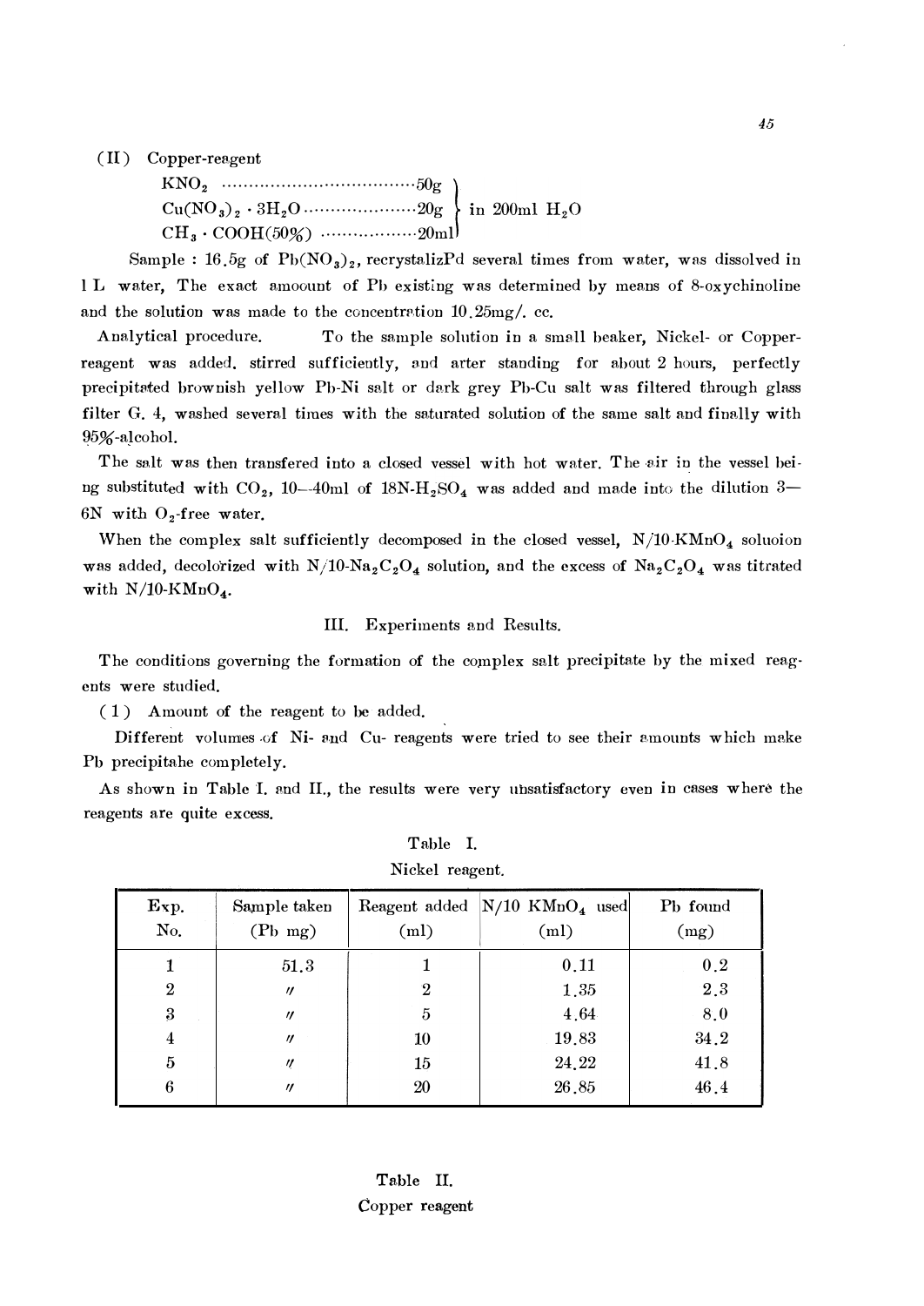(II) Copper-reagent

$KNO_2$ ······································50g
$Cu(NO_3)_2 \cdot 3H_2O$ ·······················20g } in 200ml $H_2O$
$CH_3 \cdot COOH(50\%)$ ···················20ml

Sample : 16.5g of $Pb(NO_3)_2$, recrystalizPd several times from water, was dissolved in 1 L water, The exact amoount of Pb existing was determined by means of 8-oxychinoline and the solution was made to the concentrrtion 10.25mg/. cc.

Analytical procedure. To the sample solution in a small beaker, Nickel- or Copper-reagent was added. stirred sufficiently, and arter standing for about 2 hours, perfectly precipitated brownish yellow Pb-Ni salt or dark grey Pb-Cu salt was filtered through glass filter G. 4, washed several times with the saturated solution of the same salt and finally with 95%-alcohol.

The salt was then transfered into a closed vessel with hot water. The air in the vessel being substituted with $CO_2$, 10--40ml of 18N-$H_2SO_4$ was added and made into the dilution 3—6N with $O_2$-free water.

When the complex salt sufficiently decomposed in the closed vessel, N/10-$KMnO_4$ soluoion was added, decolorized with N/10-$Na_2C_2O_4$ solution, and the excess of $Na_2C_2O_4$ was titrated with N/10-$KMnO_4$.

## III. Experiments and Results.

The conditions governing the formation of the complex salt precipitate by the mixed reagents were studied.

(1) Amount of the reagent to be added.

Different volumes of Ni- and Cu- reagents were tried to see their amounts which make Pb precipitahe completely.

As shown in Table I. and II., the results were very unsatisfactory even in cases where the reagents are quite excess.

Table I.
Nickel reagent.

| Exp. No. | Sample taken (Pb mg) | Reagent added (ml) | N/10 $KMnO_4$ used (ml) | Pb found (mg) |
|---|---|---|---|---|
| 1 | 51.3 | 1 | 0.11 | 0.2 |
| 2 | 〃 | 2 | 1.35 | 2.3 |
| 3 | 〃 | 5 | 4.64 | 8.0 |
| 4 | 〃 | 10 | 19.83 | 34.2 |
| 5 | 〃 | 15 | 24.22 | 41.8 |
| 6 | 〃 | 20 | 26.85 | 46.4 |

Table II.
Copper reagent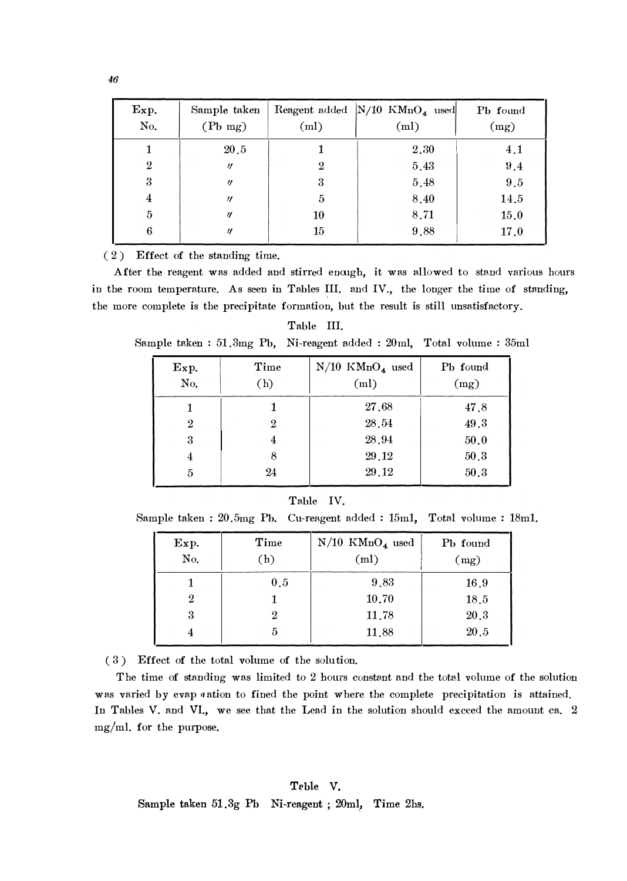| Exp. No. | Sample taken (Pb mg) | Reagent added (ml) | N/10 $KMnO_4$ used (ml) | Pb found (mg) |
|---|---|---|---|---|
| 1 | 20.5 | 1 | 2.30 | 4.1 |
| 2 | 〃 | 2 | 5.43 | 9.4 |
| 3 | 〃 | 3 | 5.48 | 9.5 |
| 4 | 〃 | 5 | 8.40 | 14.5 |
| 5 | 〃 | 10 | 8.71 | 15.0 |
| 6 | 〃 | 15 | 9.88 | 17.0 |

(2) Effect of the standing time.

After the reagent was added and stirred enough, it was allowed to stand various hours in the room temperature. As seen in Tables III. and IV., the longer the time of standing, the more complete is the precipitate formation, but the result is still unsatisfactory.

Table III.

Sample taken : 51.3mg Pb, Ni-reagent added : 20ml, Total volume : 35ml

| Exp. No. | Time (h) | N/10 $KMnO_4$ used (ml) | Pb found (mg) |
|---|---|---|---|
| 1 | 1 | 27.68 | 47.8 |
| 2 | 2 | 28.54 | 49.3 |
| 3 | 4 | 28.94 | 50.0 |
| 4 | 8 | 29.12 | 50.3 |
| 5 | 24 | 29.12 | 50.3 |

Table IV.

Sample taken : 20.5mg Pb. Cu-reagent added : 15ml, Total volume : 18ml.

| Exp. No. | Time (h) | N/10 $KMnO_4$ used (ml) | Pb found (mg) |
|---|---|---|---|
| 1 | 0.5 | 9.83 | 16.9 |
| 2 | 1 | 10.70 | 18.5 |
| 3 | 2 | 11.78 | 20.3 |
| 4 | 5 | 11.88 | 20.5 |

(3) Effect of the total volume of the solution.

The time of standing was limited to 2 hours constant and the total volume of the solution was varied by evaporation to fined the point where the complete precipitation is attained. In Tables V. and VI., we see that the Lead in the solution should exceed the amount ca. 2 mg/ml. for the purpose.

Table V.

Sample taken 51.3g Pb Ni-reagent ; 20ml, Time 2hs.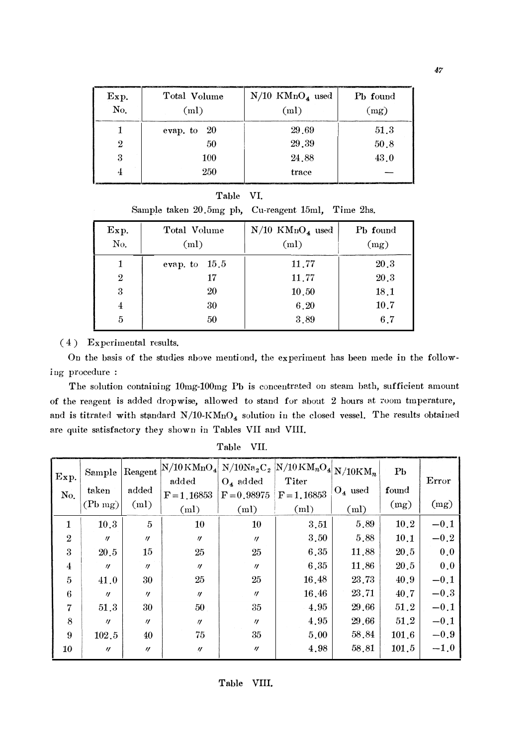| Exp. No. | Total Volume (ml) | N/10 $KMnO_4$ used (ml) | Pb found (mg) |
|---|---|---|---|
| 1 | evap. to 20 | 29.69 | 51.3 |
| 2 | 50 | 29.39 | 50.8 |
| 3 | 100 | 24.88 | 43.0 |
| 4 | 250 | trace | — |

Table VI.

Sample taken 20.5mg pb, Cu-reagent 15ml, Time 2hs.

| Exp. No. | Total Volume (ml) | N/10 $KMnO_4$ used (ml) | Pb found (mg) |
|---|---|---|---|
| 1 | evap. to 15.5 | 11.77 | 20.3 |
| 2 | 17 | 11.77 | 20.3 |
| 3 | 20 | 10.50 | 18.1 |
| 4 | 30 | 6.20 | 10.7 |
| 5 | 50 | 3.89 | 6.7 |

(4) Experimental results.

On the basis of the studies above mentiond, the experiment has been mede in the following procedure :

The solution containing 10mg-100mg Pb is concentrated on steam bath, sufficient amount of the reagent is added dropwise, allowed to stand for about 2 hours at room tmperature, and is titrated with standard N/10-$KMnO_4$ solution in the closed vessel. The results obtained are quite satisfactory they shown in Tables VII and VIII.

Table VII.

| Exp. No. | Sample taken (Pb mg) | Reagent added (ml) | N/10 $KMnO_4$ added F=1.16853 (ml) | N/10 $Na_2C_2O_4$ added F=0.98975 (ml) | N/10 $KM_nO_4$ Titer F=1.16853 (ml) | N/10 $KM_nO_4$ used (ml) | Pb found (mg) | Error (mg) |
|---|---|---|---|---|---|---|---|---|
| 1 | 10.3 | 5 | 10 | 10 | 3.51 | 5.89 | 10.2 | −0.1 |
| 2 | 〃 | 〃 | 〃 | 〃 | 3.50 | 5.88 | 10.1 | −0.2 |
| 3 | 20.5 | 15 | 25 | 25 | 6.35 | 11.88 | 20.5 | 0.0 |
| 4 | 〃 | 〃 | 〃 | 〃 | 6.35 | 11.86 | 20.5 | 0.0 |
| 5 | 41.0 | 30 | 25 | 25 | 16.48 | 23.73 | 40.9 | −0.1 |
| 6 | 〃 | 〃 | 〃 | 〃 | 16.46 | 23.71 | 40.7 | −0.3 |
| 7 | 51.3 | 30 | 50 | 35 | 4.95 | 29.66 | 51.2 | −0.1 |
| 8 | 〃 | 〃 | 〃 | 〃 | 4.95 | 29.66 | 51.2 | −0.1 |
| 9 | 102.5 | 40 | 75 | 35 | 5.00 | 58.84 | 101.6 | −0.9 |
| 10 | 〃 | 〃 | 〃 | 〃 | 4.98 | 58.81 | 101.5 | −1.0 |

Table VIII.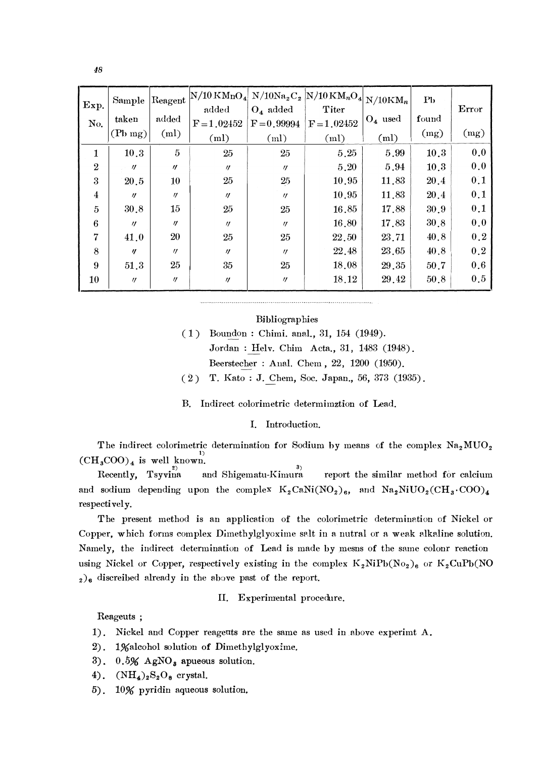| Exp. No. | Sample taken (Pb mg) | Reagent added (ml) | N/10 $KMnO_4$ added F=1.02452 (ml) | N/10$Na_2C_2O_4$ added F=0.99994 (ml) | N/10 $KM_nO_4$ Titer F=1.02452 (ml) | N/10$KM_nO_4$ used (ml) | Pb found (mg) | Error (mg) |
|---|---|---|---|---|---|---|---|---|
| 1 | 10.3 | 5 | 25 | 25 | 5.25 | 5.99 | 10.3 | 0.0 |
| 2 | 〃 | 〃 | 〃 | 〃 | 5.20 | 5.94 | 10.3 | 0.0 |
| 3 | 20.5 | 10 | 25 | 25 | 10.95 | 11.83 | 20.4 | 0.1 |
| 4 | 〃 | 〃 | 〃 | 〃 | 10.95 | 11.83 | 20.4 | 0.1 |
| 5 | 30.8 | 15 | 25 | 25 | 16.85 | 17.88 | 30.9 | 0.1 |
| 6 | 〃 | 〃 | 〃 | 〃 | 16.80 | 17.83 | 30.8 | 0.0 |
| 7 | 41.0 | 20 | 25 | 25 | 22.50 | 23.71 | 40.8 | 0.2 |
| 8 | 〃 | 〃 | 〃 | 〃 | 22.48 | 23.65 | 40.8 | 0.2 |
| 9 | 51.3 | 25 | 35 | 25 | 18.08 | 29.35 | 50.7 | 0.6 |
| 10 | 〃 | 〃 | 〃 | 〃 | 18.12 | 29.42 | 50.8 | 0.5 |

Bibliographies

(1) Boundon : Chimi. anal., 31, 154 (1949).
Jordan : Helv. Chim Acta., 31, 1483 (1948).
Beerstecher : Anal. Chem , 22, 1200 (1950).

(2) T. Kato : J. Chem, Soc. Japan., 56, 373 (1935).

## B. Indirect colorimetric determimztion of Lead.

### I. Introduction.

The indirect colorimetric determination for Sodium by means of the complex $Na_2MUO_2(CH_3COO)_4$ is well known.[1]

Recently, Tsyvina[2] and Shigematu-Kimura[3] report the similar method for calcium and sodium depending upon the complex $K_2CaNi(NO_2)_6$, and $Na_2NiUO_2(CH_3 \cdot COO)_4$ respectively.

The present method is an application of the colorimetric determination of Nickel or Copper, which forms complex Dimethylglyoxime salt in a nutral or a weak alkaline solution. Namely, the indirect determination of Lead is made by mesns of the same colonr reaction using Nickel or Copper, respectively existing in the complex $K_2NiPb(No_2)_6$ or $K_2CuPb(NO_2)_6$ discreibed already in the above past of the report.

### II. Experimental procedure.

Reageuts ;

1). Nickel and Copper reageuts are the same as used in above experimt A.
2). 1%alcohol solution of Dimethylglyoxime.
3). 0.5% $AgNO_3$ apueous solution.
4). $(NH_4)_2S_2O_8$ crystal.
5). 10% pyridin aqueous solution.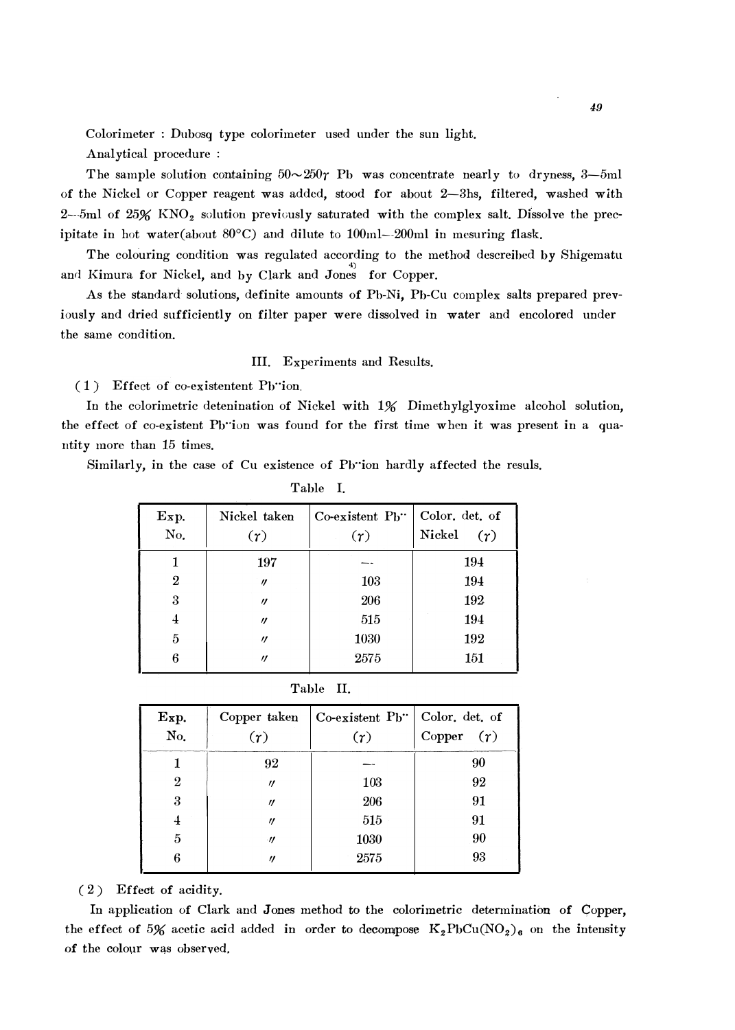Colorimeter : Dubosq type colorimeter used under the sun light.

Analytical procedure :

The sample solution containing 50~250$\gamma$ Pb was concentrate nearly to dryness, 3—5ml of the Nickel or Copper reagent was added, stood for about 2—3hs, filtered, washed with 2—5ml of 25% $KNO_2$ solution previously saturated with the complex salt. Dissolve the precipitate in hot water(about 80°C) and dilute to 100ml—200ml in mesuring flask.

The colouring condition was regulated according to the method descreibed by Shigematu and Kimura for Nickel, and by Clark and Jones[4] for Copper.

As the standard solutions, definite amounts of Pb-Ni, Pb-Cu complex salts prepared previously and dried sufficiently on filter paper were dissolved in water and encolored under the same condition.

## III. Experiments and Results.

(1) Effect of co-existententent $Pb^{\cdot\cdot}$ion.

In the colorimetric detenination of Nickel with 1% Dimethylglyoxime alcohol solution, the effect of co-existent $Pb^{\cdot\cdot}$ion was found for the first time when it was present in a quantity more than 15 times.

Similarly, in the case of Cu existence of $Pb^{\cdot\cdot}$ion hardly affected the resuls.

Table I.

| Exp. No. | Nickel taken ($\gamma$) | Co-existent $Pb^{\cdot\cdot}$ ($\gamma$) | Color. det. of Nickel ($\gamma$) |
|---|---|---|---|
| 1 | 197 | — | 194 |
| 2 | 〃 | 103 | 194 |
| 3 | 〃 | 206 | 192 |
| 4 | 〃 | 515 | 194 |
| 5 | 〃 | 1030 | 192 |
| 6 | 〃 | 2575 | 151 |

Table II.

| Exp. No. | Copper taken ($\gamma$) | Co-existent $Pb^{\cdot\cdot}$ ($\gamma$) | Color. det. of Copper ($\gamma$) |
|---|---|---|---|
| 1 | 92 | — | 90 |
| 2 | 〃 | 103 | 92 |
| 3 | 〃 | 206 | 91 |
| 4 | 〃 | 515 | 91 |
| 5 | 〃 | 1030 | 90 |
| 6 | 〃 | 2575 | 93 |

(2) Effect of acidity.

In application of Clark and Jones method to the colorimetric determination of Copper, the effect of 5% acetic acid added in order to decompose $K_2PbCu(NO_2)_6$ on the intensity of the colour was observed.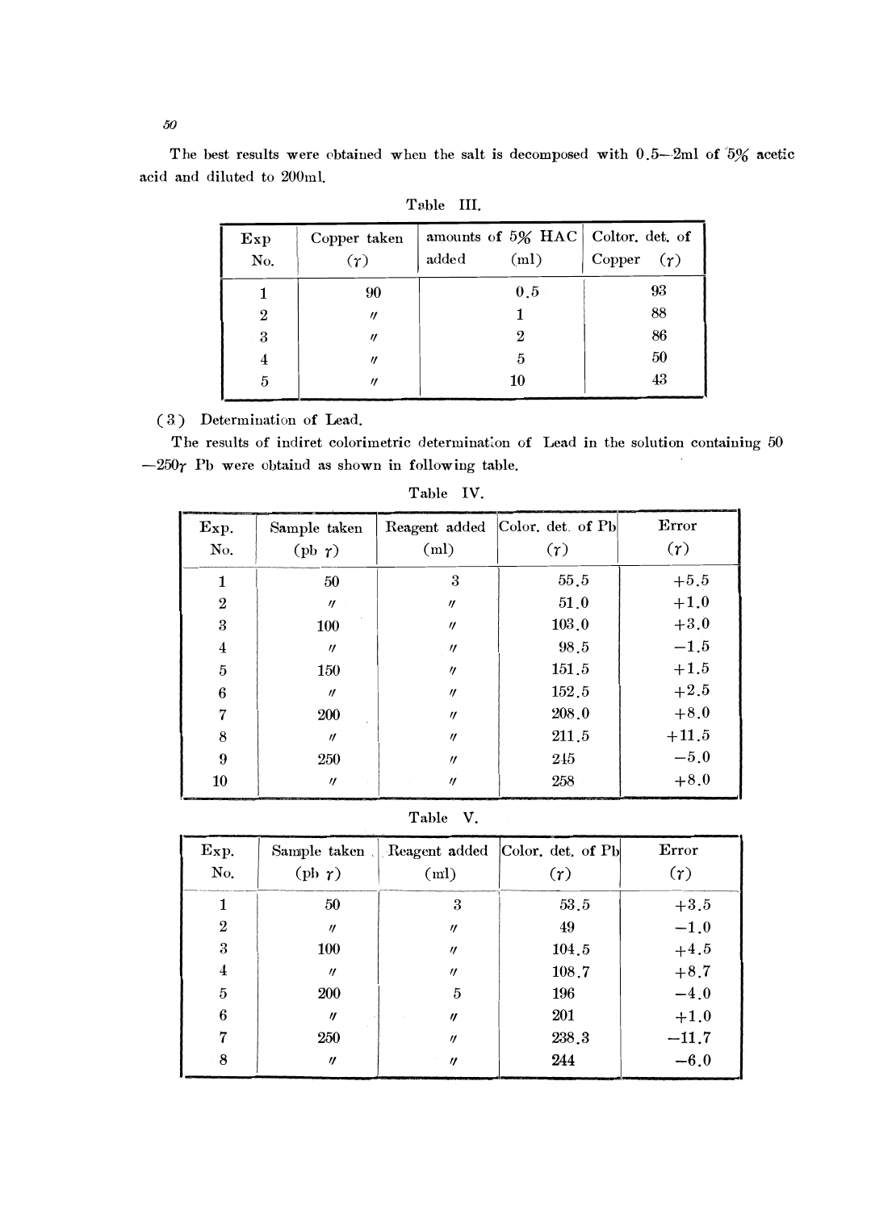The best results were obtained when the salt is decomposed with 0.5—2ml of 5% acetic acid and diluted to 200ml.

Table III.

| Exp No. | Copper taken (γ) | amounts of 5% HAC added (ml) | Coltor. det. of Copper (γ) |
|---|---|---|---|
| 1 | 90 | 0.5 | 93 |
| 2 | 〃 | 1 | 88 |
| 3 | 〃 | 2 | 86 |
| 4 | 〃 | 5 | 50 |
| 5 | 〃 | 10 | 43 |

(3) Determination of Lead.

The results of indiret colorimetric determination of Lead in the solution containing 50—250γ Pb were obtaind as shown in following table.

Table IV.

| Exp. No. | Sample taken (pb γ) | Reagent added (ml) | Color. det. of Pb (γ) | Error (γ) |
|---|---|---|---|---|
| 1 | 50 | 3 | 55.5 | +5.5 |
| 2 | 〃 | 〃 | 51.0 | +1.0 |
| 3 | 100 | 〃 | 103.0 | +3.0 |
| 4 | 〃 | 〃 | 98.5 | −1.5 |
| 5 | 150 | 〃 | 151.5 | +1.5 |
| 6 | 〃 | 〃 | 152.5 | +2.5 |
| 7 | 200 | 〃 | 208.0 | +8.0 |
| 8 | 〃 | 〃 | 211.5 | +11.5 |
| 9 | 250 | 〃 | 245 | −5.0 |
| 10 | 〃 | 〃 | 258 | +8.0 |

Table V.

| Exp. No. | Sample taken (pb γ) | Reagent added (ml) | Color. det. of Pb (γ) | Error (γ) |
|---|---|---|---|---|
| 1 | 50 | 3 | 53.5 | +3.5 |
| 2 | 〃 | 〃 | 49 | −1.0 |
| 3 | 100 | 〃 | 104.5 | +4.5 |
| 4 | 〃 | 〃 | 108.7 | +8.7 |
| 5 | 200 | 5 | 196 | −4.0 |
| 6 | 〃 | 〃 | 201 | +1.0 |
| 7 | 250 | 〃 | 238.3 | −11.7 |
| 8 | 〃 | 〃 | 244 | −6.0 |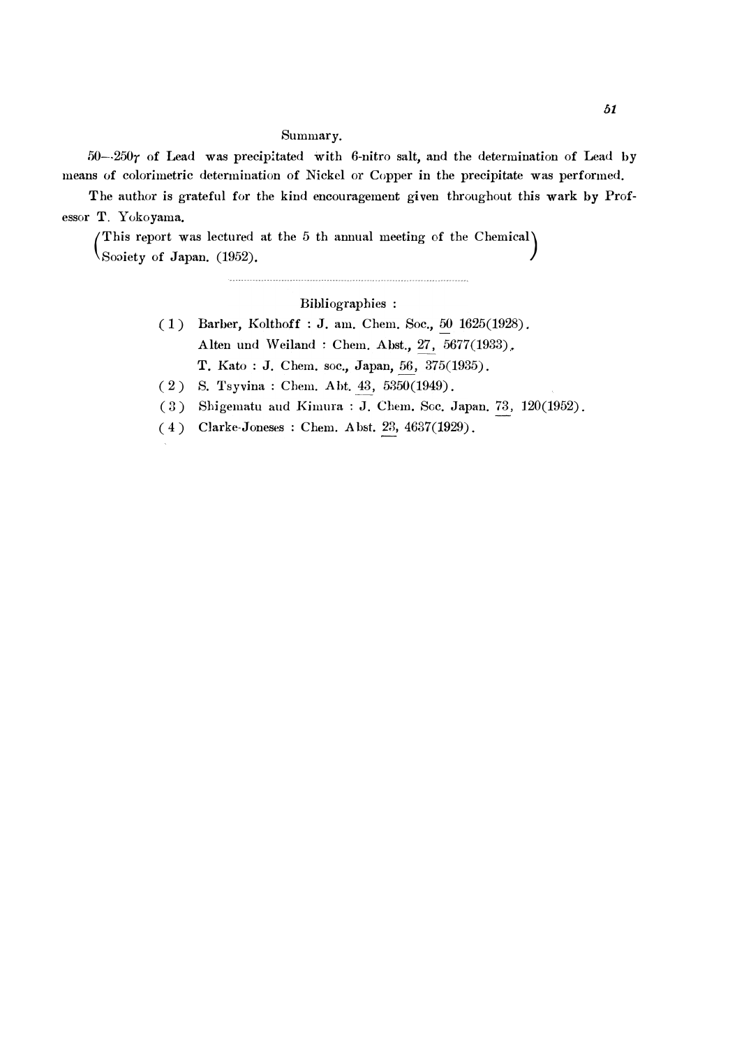## Summary.

50—250γ of Lead was precipitated with 6-nitro salt, and the determination of Lead by means of colorimetric determination of Nickel or Copper in the precipitate was performed.

The author is grateful for the kind encouragement given throughout this wark by Professor T. Yokoyama.

(This report was lectured at the 5 th annual meeting of the Chemical Sooiety of Japan. (1952).)

## Bibliographies :

(1) Barber, Kolthoff : J. am. Chem. Soc., 50 1625(1928).
Alten und Weiland : Chem. Abst., 27, 5677(1933).
T. Kato : J. Chem. soc., Japan, 56, 375(1935).

(2) S. Tsyvina : Chem. Abt. 43, 5350(1949).

(3) Shigematu aud Kimura : J. Chem. Soc. Japan. 73, 120(1952).

(4) Clarke-Joneses : Chem. Abst. 23, 4637(1929).